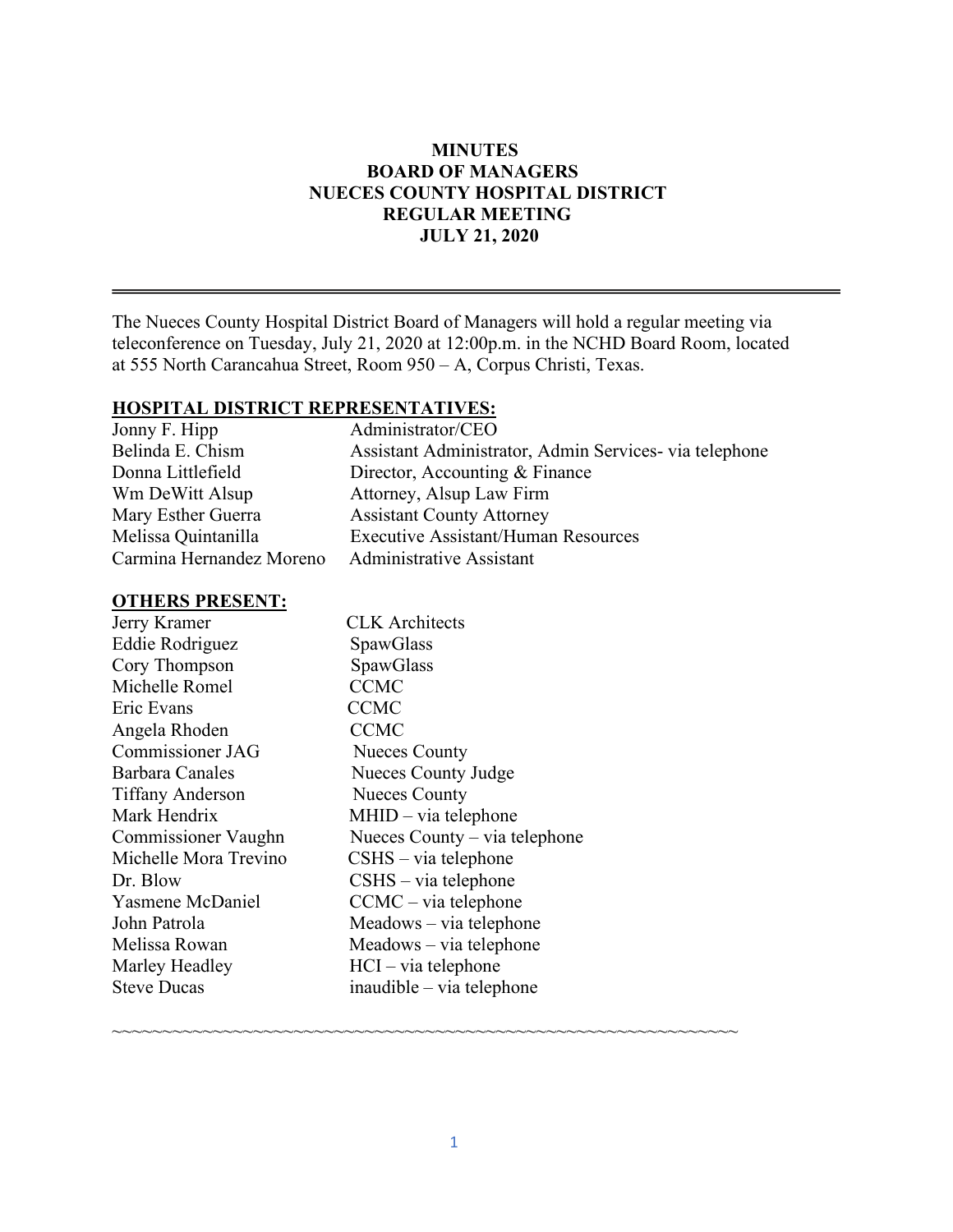# MINUTES
## BOARD OF MANAGERS
## NUECES COUNTY HOSPITAL DISTRICT
## REGULAR MEETING
## JULY 21, 2020

---

The Nueces County Hospital District Board of Managers will hold a regular meeting via teleconference on Tuesday, July 21, 2020 at 12:00p.m. in the NCHD Board Room, located at 555 North Carancahua Street, Room 950 – A, Corpus Christi, Texas.

**HOSPITAL DISTRICT REPRESENTATIVES:**

| | |
|---|---|
| Jonny F. Hipp | Administrator/CEO |
| Belinda E. Chism | Assistant Administrator, Admin Services- via telephone |
| Donna Littlefield | Director, Accounting & Finance |
| Wm DeWitt Alsup | Attorney, Alsup Law Firm |
| Mary Esther Guerra | Assistant County Attorney |
| Melissa Quintanilla | Executive Assistant/Human Resources |
| Carmina Hernandez Moreno | Administrative Assistant |

**OTHERS PRESENT:**

| | |
|---|---|
| Jerry Kramer | CLK Architects |
| Eddie Rodriguez | SpawGlass |
| Cory Thompson | SpawGlass |
| Michelle Romel | CCMC |
| Eric Evans | CCMC |
| Angela Rhoden | CCMC |
| Commissioner JAG | Nueces County |
| Barbara Canales | Nueces County Judge |
| Tiffany Anderson | Nueces County |
| Mark Hendrix | MHID – via telephone |
| Commissioner Vaughn | Nueces County – via telephone |
| Michelle Mora Trevino | CSHS – via telephone |
| Dr. Blow | CSHS – via telephone |
| Yasmene McDaniel | CCMC – via telephone |
| John Patrola | Meadows – via telephone |
| Melissa Rowan | Meadows – via telephone |
| Marley Headley | HCI – via telephone |
| Steve Ducas | inaudible – via telephone |

~~~~~~~~~~~~~~~~~~~~~~~~~~~~~~~~~~~~~~~~~~~~~~~~~~~~~~~~~~~~~~~~~~~~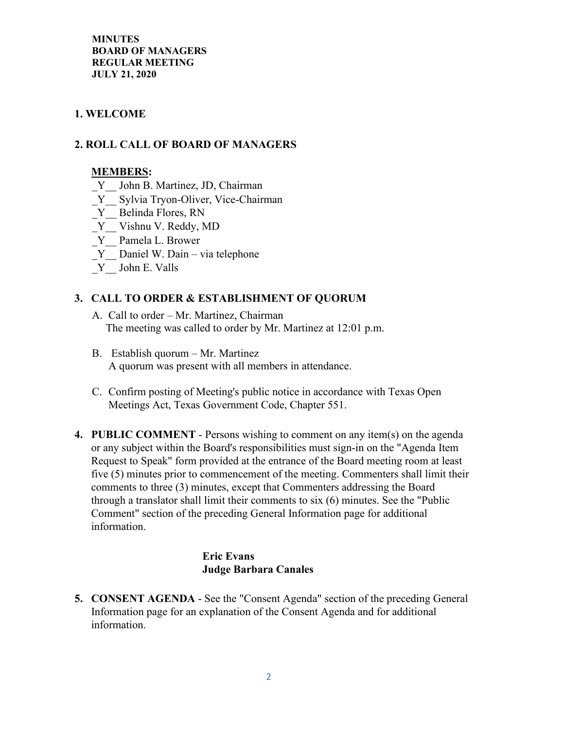**MINUTES**
**BOARD OF MANAGERS**
**REGULAR MEETING**
**JULY 21, 2020**

## 1. WELCOME

## 2. ROLL CALL OF BOARD OF MANAGERS

**MEMBERS:**

_Y__ John B. Martinez, JD, Chairman
_Y__ Sylvia Tryon-Oliver, Vice-Chairman
_Y__ Belinda Flores, RN
_Y__ Vishnu V. Reddy, MD
_Y__ Pamela L. Brower
_Y__ Daniel W. Dain – via telephone
_Y__ John E. Valls

## 3. CALL TO ORDER & ESTABLISHMENT OF QUORUM

A. Call to order – Mr. Martinez, Chairman
The meeting was called to order by Mr. Martinez at 12:01 p.m.

B. Establish quorum – Mr. Martinez
A quorum was present with all members in attendance.

C. Confirm posting of Meeting's public notice in accordance with Texas Open Meetings Act, Texas Government Code, Chapter 551.

**4. PUBLIC COMMENT** - Persons wishing to comment on any item(s) on the agenda or any subject within the Board's responsibilities must sign-in on the "Agenda Item Request to Speak" form provided at the entrance of the Board meeting room at least five (5) minutes prior to commencement of the meeting. Commenters shall limit their comments to three (3) minutes, except that Commenters addressing the Board through a translator shall limit their comments to six (6) minutes. See the "Public Comment" section of the preceding General Information page for additional information.

**Eric Evans**
**Judge Barbara Canales**

**5. CONSENT AGENDA** - See the "Consent Agenda" section of the preceding General Information page for an explanation of the Consent Agenda and for additional information.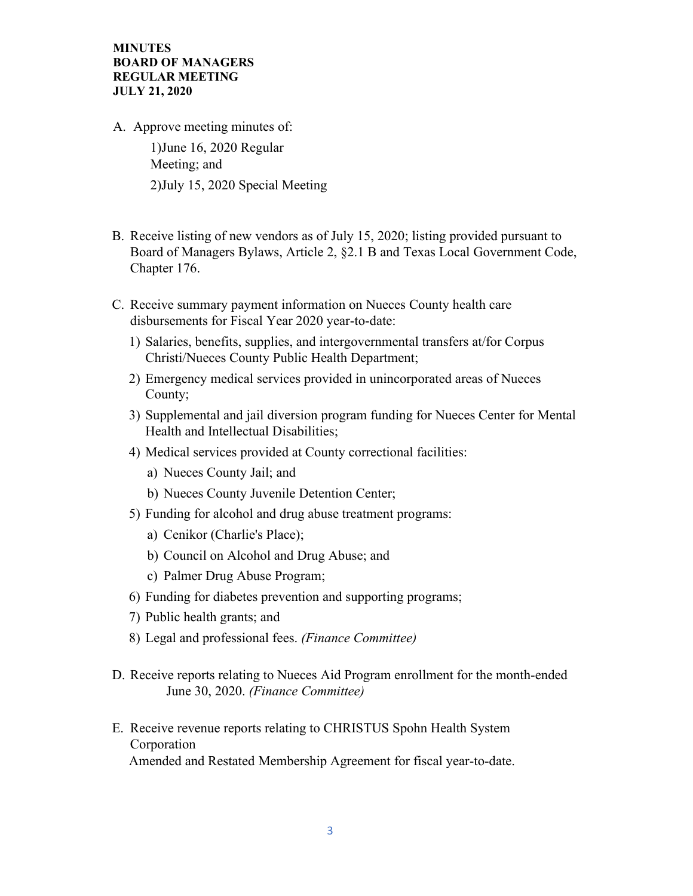**MINUTES**
**BOARD OF MANAGERS**
**REGULAR MEETING**
**JULY 21, 2020**

A. Approve meeting minutes of:
   1) June 16, 2020 Regular Meeting; and
   2) July 15, 2020 Special Meeting

B. Receive listing of new vendors as of July 15, 2020; listing provided pursuant to Board of Managers Bylaws, Article 2, §2.1 B and Texas Local Government Code, Chapter 176.

C. Receive summary payment information on Nueces County health care disbursements for Fiscal Year 2020 year-to-date:
   1) Salaries, benefits, supplies, and intergovernmental transfers at/for Corpus Christi/Nueces County Public Health Department;
   2) Emergency medical services provided in unincorporated areas of Nueces County;
   3) Supplemental and jail diversion program funding for Nueces Center for Mental Health and Intellectual Disabilities;
   4) Medical services provided at County correctional facilities:
      a) Nueces County Jail; and
      b) Nueces County Juvenile Detention Center;
   5) Funding for alcohol and drug abuse treatment programs:
      a) Cenikor (Charlie's Place);
      b) Council on Alcohol and Drug Abuse; and
      c) Palmer Drug Abuse Program;
   6) Funding for diabetes prevention and supporting programs;
   7) Public health grants; and
   8) Legal and professional fees. *(Finance Committee)*

D. Receive reports relating to Nueces Aid Program enrollment for the month-ended June 30, 2020. *(Finance Committee)*

E. Receive revenue reports relating to CHRISTUS Spohn Health System Corporation Amended and Restated Membership Agreement for fiscal year-to-date.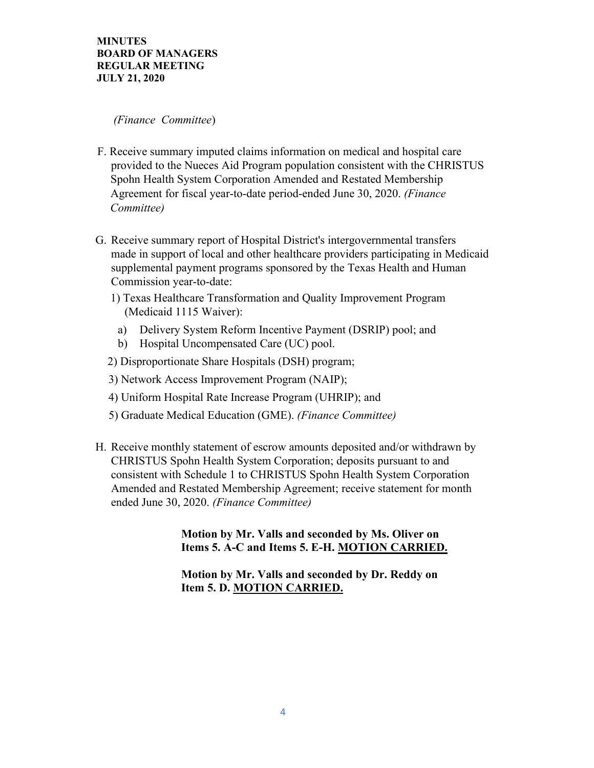(*Finance Committee*)

F. Receive summary imputed claims information on medical and hospital care provided to the Nueces Aid Program population consistent with the CHRISTUS Spohn Health System Corporation Amended and Restated Membership Agreement for fiscal year-to-date period-ended June 30, 2020. *(Finance Committee)*

G. Receive summary report of Hospital District's intergovernmental transfers made in support of local and other healthcare providers participating in Medicaid supplemental payment programs sponsored by the Texas Health and Human Commission year-to-date:

   1) Texas Healthcare Transformation and Quality Improvement Program (Medicaid 1115 Waiver):
      a) Delivery System Reform Incentive Payment (DSRIP) pool; and
      b) Hospital Uncompensated Care (UC) pool.
   2) Disproportionate Share Hospitals (DSH) program;
   3) Network Access Improvement Program (NAIP);
   4) Uniform Hospital Rate Increase Program (UHRIP); and
   5) Graduate Medical Education (GME). *(Finance Committee)*

H. Receive monthly statement of escrow amounts deposited and/or withdrawn by CHRISTUS Spohn Health System Corporation; deposits pursuant to and consistent with Schedule 1 to CHRISTUS Spohn Health System Corporation Amended and Restated Membership Agreement; receive statement for month ended June 30, 2020. *(Finance Committee)*

**Motion by Mr. Valls and seconded by Ms. Oliver on Items 5. A-C and Items 5. E-H. MOTION CARRIED.**

**Motion by Mr. Valls and seconded by Dr. Reddy on Item 5. D. MOTION CARRIED.**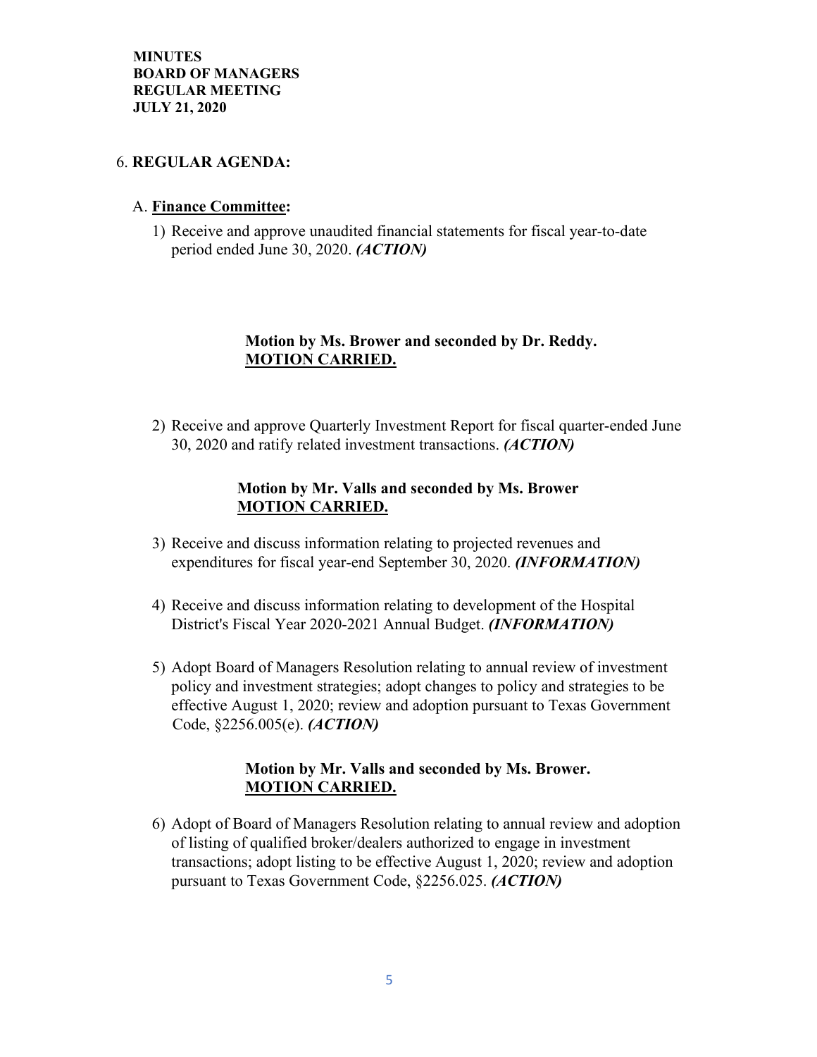**MINUTES**
**BOARD OF MANAGERS**
**REGULAR MEETING**
**JULY 21, 2020**

6. **REGULAR AGENDA:**

A. **<u>Finance Committee</u>:**

1) Receive and approve unaudited financial statements for fiscal year-to-date period ended June 30, 2020. ***(ACTION)***

**Motion by Ms. Brower and seconded by Dr. Reddy.**
**<u>MOTION CARRIED.</u>**

2) Receive and approve Quarterly Investment Report for fiscal quarter-ended June 30, 2020 and ratify related investment transactions. ***(ACTION)***

**Motion by Mr. Valls and seconded by Ms. Brower**
**<u>MOTION CARRIED.</u>**

3) Receive and discuss information relating to projected revenues and expenditures for fiscal year-end September 30, 2020. ***(INFORMATION)***

4) Receive and discuss information relating to development of the Hospital District's Fiscal Year 2020-2021 Annual Budget. ***(INFORMATION)***

5) Adopt Board of Managers Resolution relating to annual review of investment policy and investment strategies; adopt changes to policy and strategies to be effective August 1, 2020; review and adoption pursuant to Texas Government Code, §2256.005(e). ***(ACTION)***

**Motion by Mr. Valls and seconded by Ms. Brower.**
**<u>MOTION CARRIED.</u>**

6) Adopt of Board of Managers Resolution relating to annual review and adoption of listing of qualified broker/dealers authorized to engage in investment transactions; adopt listing to be effective August 1, 2020; review and adoption pursuant to Texas Government Code, §2256.025. ***(ACTION)***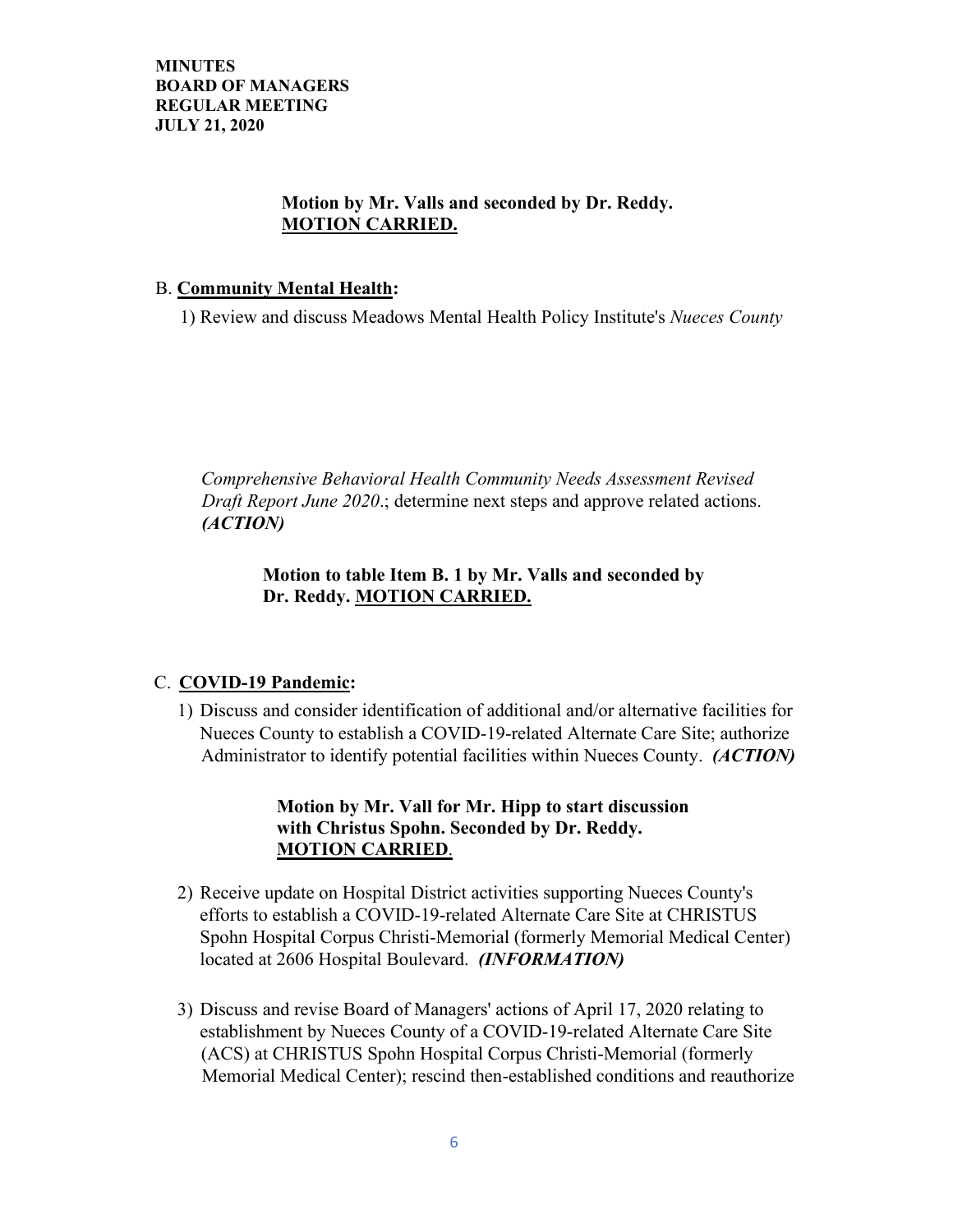**Motion by Mr. Valls and seconded by Dr. Reddy.**
**MOTION CARRIED.**

B. **Community Mental Health:**

1) Review and discuss Meadows Mental Health Policy Institute's *Nueces County Comprehensive Behavioral Health Community Needs Assessment Revised Draft Report June 2020*.; determine next steps and approve related actions. ***(ACTION)***

**Motion to table Item B. 1 by Mr. Valls and seconded by Dr. Reddy. MOTION CARRIED.**

C. **COVID-19 Pandemic:**

1) Discuss and consider identification of additional and/or alternative facilities for Nueces County to establish a COVID-19-related Alternate Care Site; authorize Administrator to identify potential facilities within Nueces County. ***(ACTION)***

   **Motion by Mr. Vall for Mr. Hipp to start discussion with Christus Spohn. Seconded by Dr. Reddy. MOTION CARRIED.**

2) Receive update on Hospital District activities supporting Nueces County's efforts to establish a COVID-19-related Alternate Care Site at CHRISTUS Spohn Hospital Corpus Christi-Memorial (formerly Memorial Medical Center) located at 2606 Hospital Boulevard. ***(INFORMATION)***

3) Discuss and revise Board of Managers' actions of April 17, 2020 relating to establishment by Nueces County of a COVID-19-related Alternate Care Site (ACS) at CHRISTUS Spohn Hospital Corpus Christi-Memorial (formerly Memorial Medical Center); rescind then-established conditions and reauthorize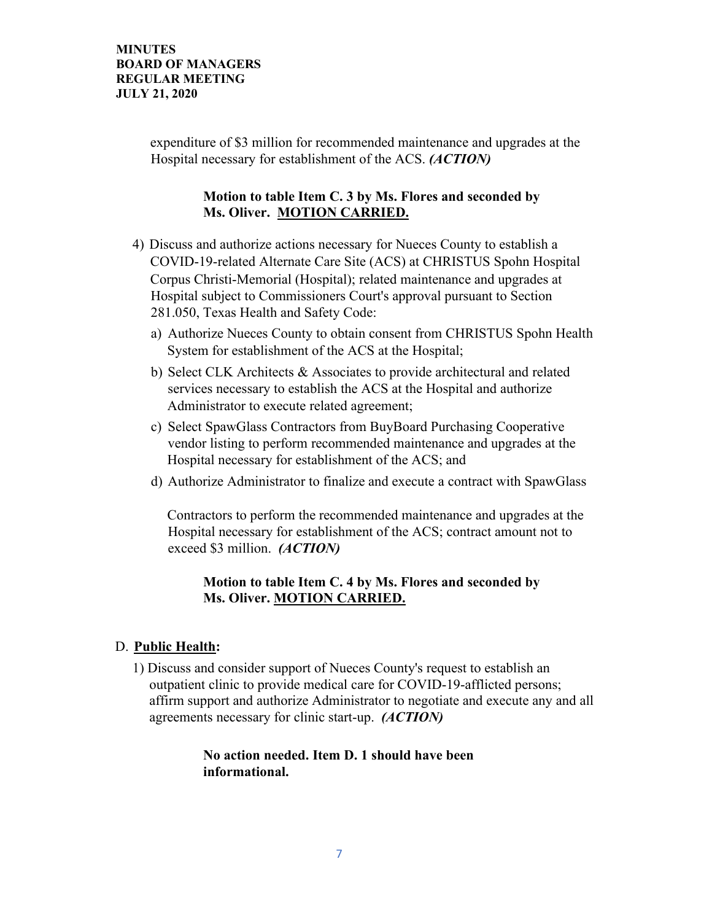expenditure of $3 million for recommended maintenance and upgrades at the Hospital necessary for establishment of the ACS. ***(ACTION)***

> **Motion to table Item C. 3 by Ms. Flores and seconded by Ms. Oliver. <u>MOTION CARRIED.</u>**

4) Discuss and authorize actions necessary for Nueces County to establish a COVID-19-related Alternate Care Site (ACS) at CHRISTUS Spohn Hospital Corpus Christi-Memorial (Hospital); related maintenance and upgrades at Hospital subject to Commissioners Court's approval pursuant to Section 281.050, Texas Health and Safety Code:
   a) Authorize Nueces County to obtain consent from CHRISTUS Spohn Health System for establishment of the ACS at the Hospital;
   b) Select CLK Architects & Associates to provide architectural and related services necessary to establish the ACS at the Hospital and authorize Administrator to execute related agreement;
   c) Select SpawGlass Contractors from BuyBoard Purchasing Cooperative vendor listing to perform recommended maintenance and upgrades at the Hospital necessary for establishment of the ACS; and
   d) Authorize Administrator to finalize and execute a contract with SpawGlass

      Contractors to perform the recommended maintenance and upgrades at the Hospital necessary for establishment of the ACS; contract amount not to exceed $3 million. ***(ACTION)***

> **Motion to table Item C. 4 by Ms. Flores and seconded by Ms. Oliver. <u>MOTION CARRIED.</u>**

D. **<u>Public Health</u>:**

1) Discuss and consider support of Nueces County's request to establish an outpatient clinic to provide medical care for COVID-19-afflicted persons; affirm support and authorize Administrator to negotiate and execute any and all agreements necessary for clinic start-up. ***(ACTION)***

> **No action needed. Item D. 1 should have been informational.**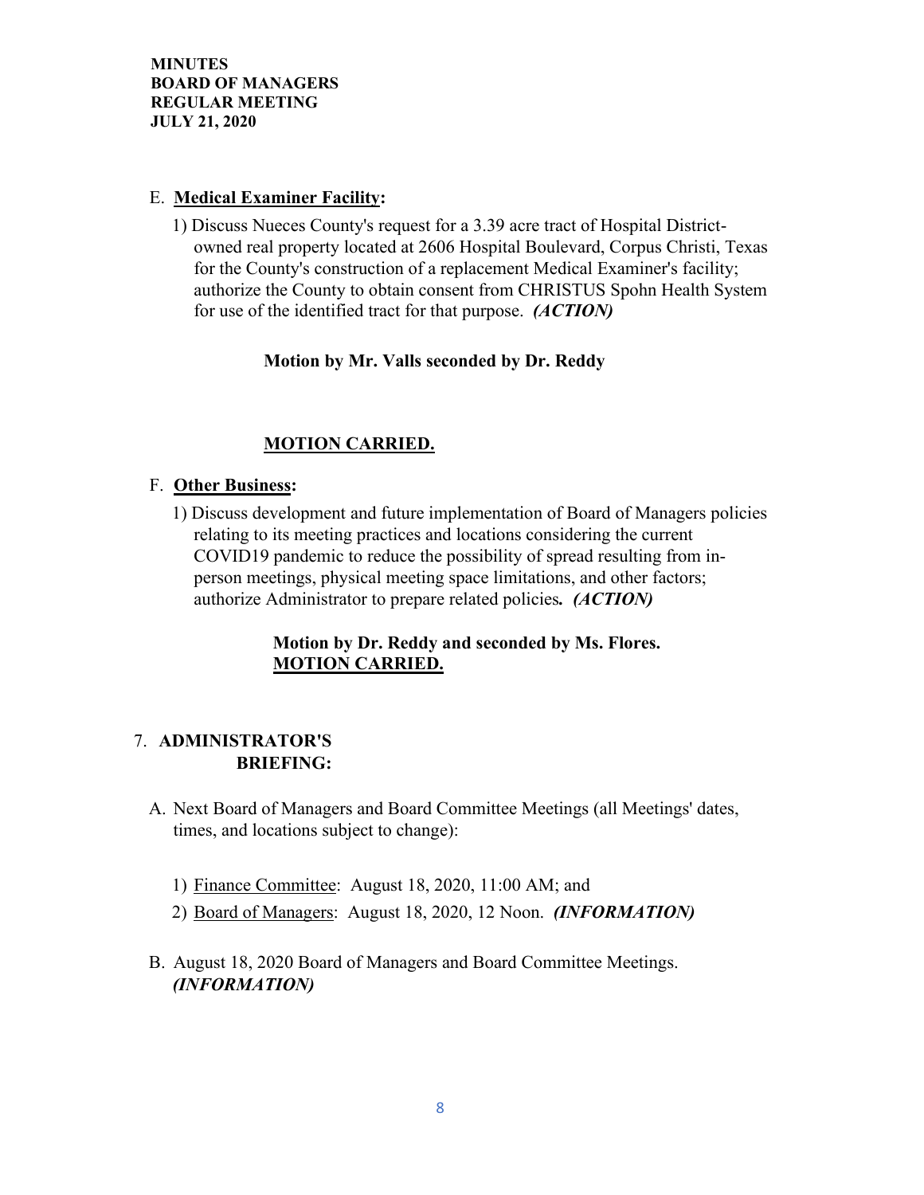E. **Medical Examiner Facility:**

1) Discuss Nueces County's request for a 3.39 acre tract of Hospital District-owned real property located at 2606 Hospital Boulevard, Corpus Christi, Texas for the County's construction of a replacement Medical Examiner's facility; authorize the County to obtain consent from CHRISTUS Spohn Health System for use of the identified tract for that purpose. ***(ACTION)***

**Motion by Mr. Valls seconded by Dr. Reddy**

**MOTION CARRIED.**

F. **Other Business:**

1) Discuss development and future implementation of Board of Managers policies relating to its meeting practices and locations considering the current COVID19 pandemic to reduce the possibility of spread resulting from in-person meetings, physical meeting space limitations, and other factors; authorize Administrator to prepare related policies. ***(ACTION)***

**Motion by Dr. Reddy and seconded by Ms. Flores.**
**MOTION CARRIED.**

7. **ADMINISTRATOR'S BRIEFING:**

A. Next Board of Managers and Board Committee Meetings (all Meetings' dates, times, and locations subject to change):

1) Finance Committee: August 18, 2020, 11:00 AM; and
2) Board of Managers: August 18, 2020, 12 Noon. ***(INFORMATION)***

B. August 18, 2020 Board of Managers and Board Committee Meetings. ***(INFORMATION)***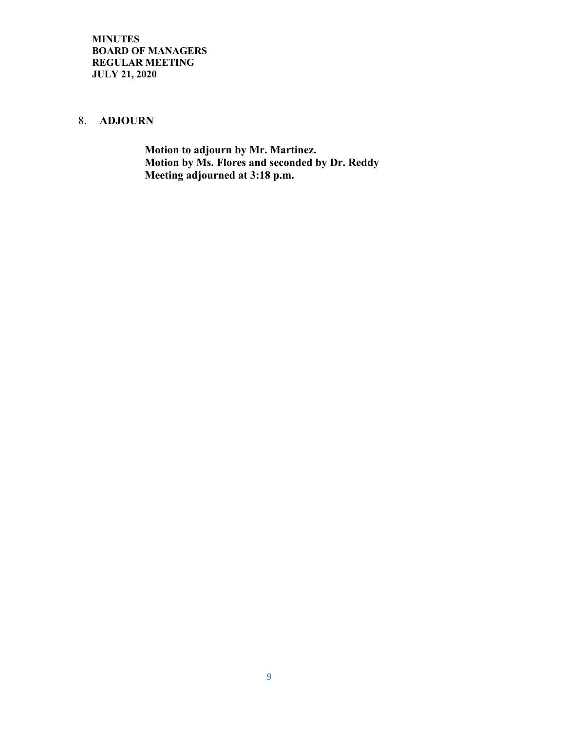**MINUTES**
**BOARD OF MANAGERS**
**REGULAR MEETING**
**JULY 21, 2020**

## 8. ADJOURN

**Motion to adjourn by Mr. Martinez.**
**Motion by Ms. Flores and seconded by Dr. Reddy**
**Meeting adjourned at 3:18 p.m.**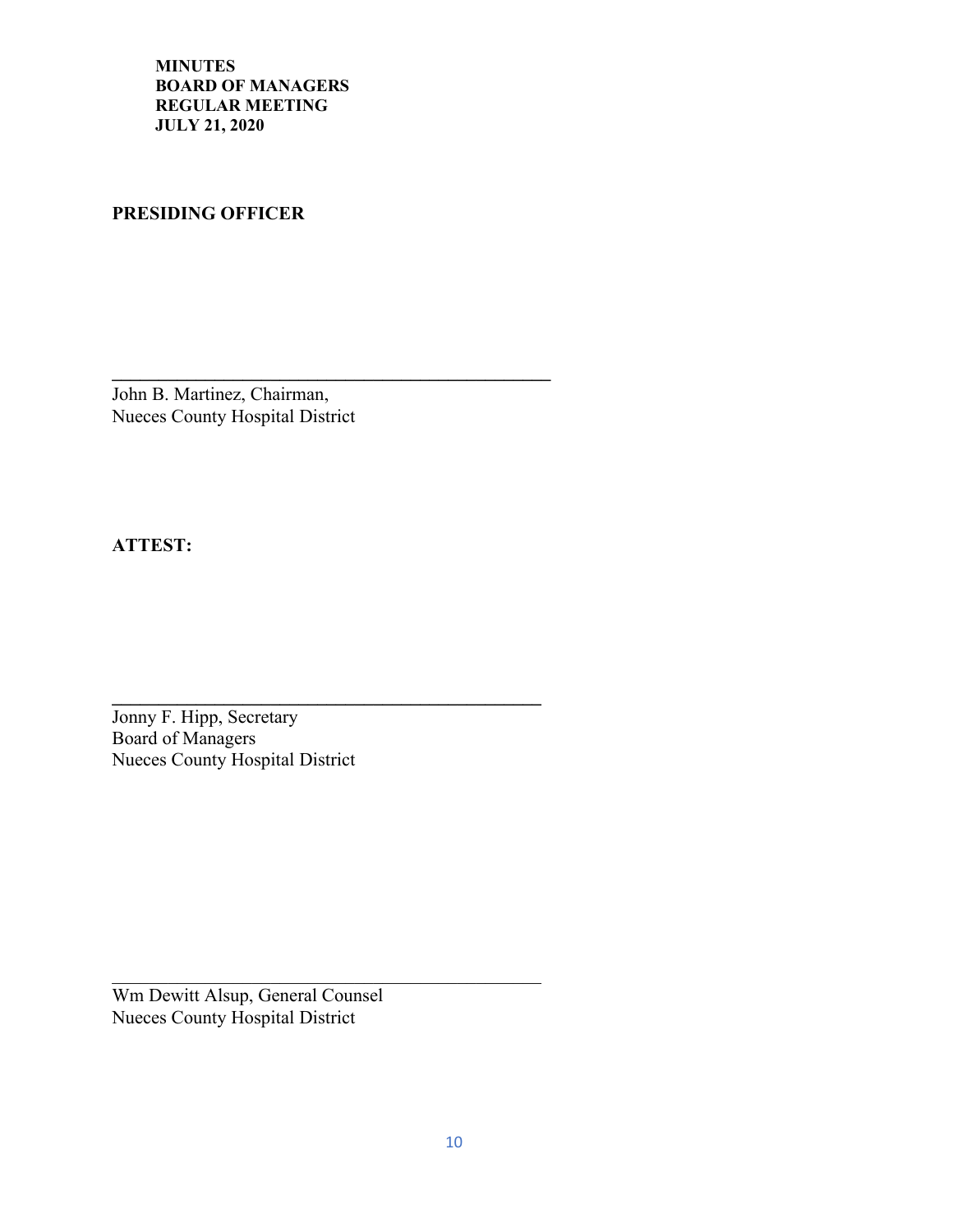**MINUTES**
**BOARD OF MANAGERS**
**REGULAR MEETING**
**JULY 21, 2020**

**PRESIDING OFFICER**

\_\_\_\_\_\_\_\_\_\_\_\_\_\_\_\_\_\_\_\_\_\_\_\_\_\_\_\_\_\_\_\_\_\_\_\_\_\_\_\_\_\_\_\_\_

John B. Martinez, Chairman,
Nueces County Hospital District

**ATTEST:**

\_\_\_\_\_\_\_\_\_\_\_\_\_\_\_\_\_\_\_\_\_\_\_\_\_\_\_\_\_\_\_\_\_\_\_\_\_\_\_\_\_\_\_\_\_

Jonny F. Hipp, Secretary
Board of Managers
Nueces County Hospital District

\_\_\_\_\_\_\_\_\_\_\_\_\_\_\_\_\_\_\_\_\_\_\_\_\_\_\_\_\_\_\_\_\_\_\_\_\_\_\_\_\_\_\_\_\_

Wm Dewitt Alsup, General Counsel
Nueces County Hospital District